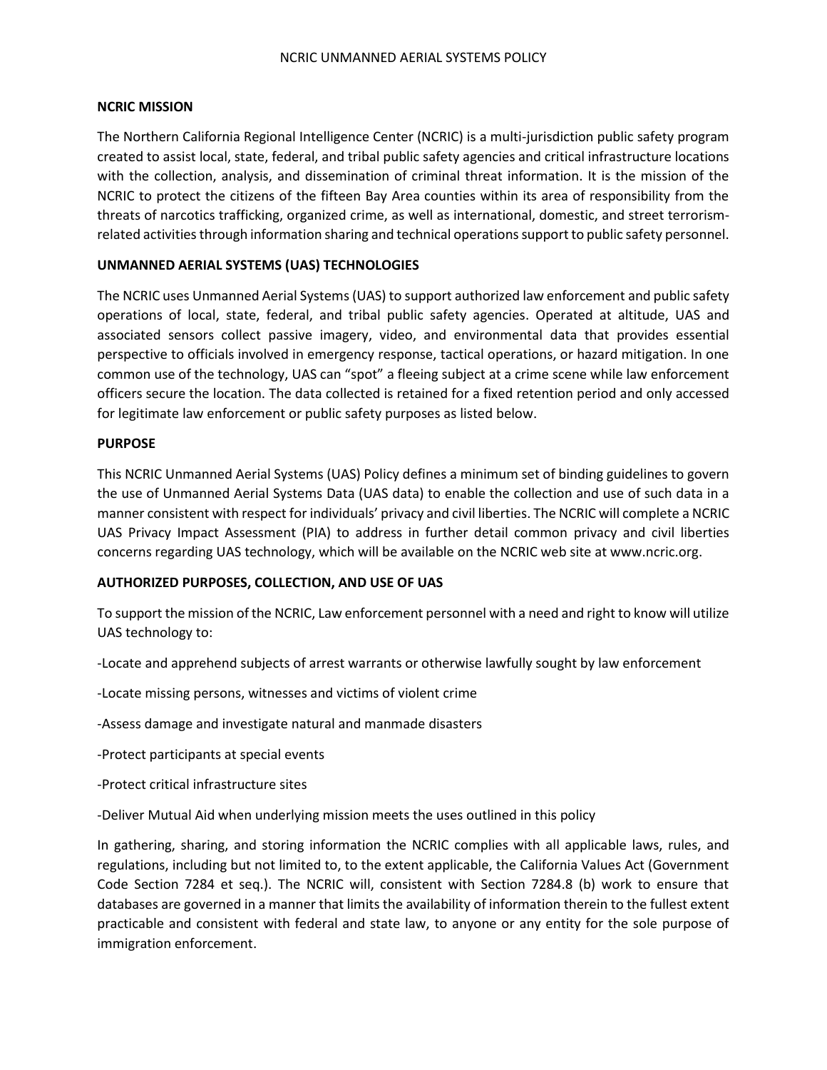# NCRIC UNMANNED AERIAL SYSTEMS POLICY

## NCRIC MISSION

The Northern California Regional Intelligence Center (NCRIC) is a multi-jurisdiction public safety program created to assist local, state, federal, and tribal public safety agencies and critical infrastructure locations with the collection, analysis, and dissemination of criminal threat information. It is the mission of the NCRIC to protect the citizens of the fifteen Bay Area counties within its area of responsibility from the threats of narcotics trafficking, organized crime, as well as international, domestic, and street terrorism-related activities through information sharing and technical operations support to public safety personnel.

## UNMANNED AERIAL SYSTEMS (UAS) TECHNOLOGIES

The NCRIC uses Unmanned Aerial Systems (UAS) to support authorized law enforcement and public safety operations of local, state, federal, and tribal public safety agencies. Operated at altitude, UAS and associated sensors collect passive imagery, video, and environmental data that provides essential perspective to officials involved in emergency response, tactical operations, or hazard mitigation. In one common use of the technology, UAS can "spot" a fleeing subject at a crime scene while law enforcement officers secure the location. The data collected is retained for a fixed retention period and only accessed for legitimate law enforcement or public safety purposes as listed below.

## PURPOSE

This NCRIC Unmanned Aerial Systems (UAS) Policy defines a minimum set of binding guidelines to govern the use of Unmanned Aerial Systems Data (UAS data) to enable the collection and use of such data in a manner consistent with respect for individuals' privacy and civil liberties. The NCRIC will complete a NCRIC UAS Privacy Impact Assessment (PIA) to address in further detail common privacy and civil liberties concerns regarding UAS technology, which will be available on the NCRIC web site at www.ncric.org.

## AUTHORIZED PURPOSES, COLLECTION, AND USE OF UAS

To support the mission of the NCRIC, Law enforcement personnel with a need and right to know will utilize UAS technology to:

-Locate and apprehend subjects of arrest warrants or otherwise lawfully sought by law enforcement

-Locate missing persons, witnesses and victims of violent crime

-Assess damage and investigate natural and manmade disasters

-Protect participants at special events

-Protect critical infrastructure sites

-Deliver Mutual Aid when underlying mission meets the uses outlined in this policy

In gathering, sharing, and storing information the NCRIC complies with all applicable laws, rules, and regulations, including but not limited to, to the extent applicable, the California Values Act (Government Code Section 7284 et seq.). The NCRIC will, consistent with Section 7284.8 (b) work to ensure that databases are governed in a manner that limits the availability of information therein to the fullest extent practicable and consistent with federal and state law, to anyone or any entity for the sole purpose of immigration enforcement.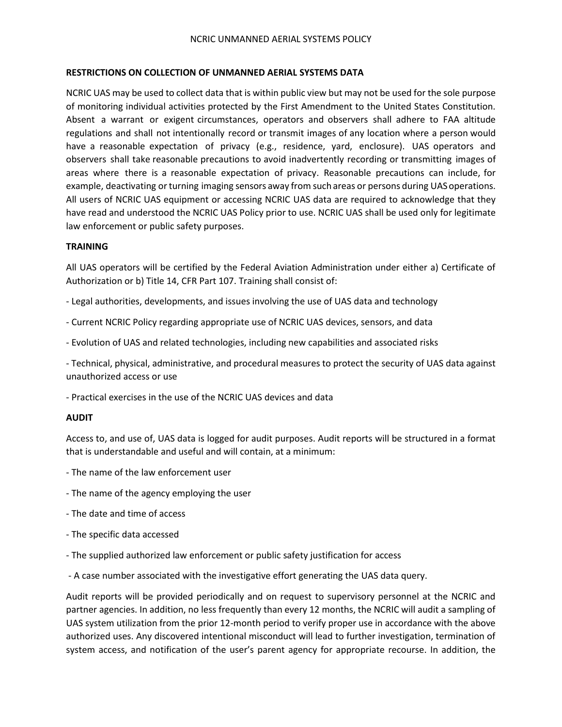## RESTRICTIONS ON COLLECTION OF UNMANNED AERIAL SYSTEMS DATA

NCRIC UAS may be used to collect data that is within public view but may not be used for the sole purpose of monitoring individual activities protected by the First Amendment to the United States Constitution. Absent a warrant or exigent circumstances, operators and observers shall adhere to FAA altitude regulations and shall not intentionally record or transmit images of any location where a person would have a reasonable expectation of privacy (e.g., residence, yard, enclosure). UAS operators and observers shall take reasonable precautions to avoid inadvertently recording or transmitting images of areas where there is a reasonable expectation of privacy. Reasonable precautions can include, for example, deactivating or turning imaging sensors away from such areas or persons during UAS operations. All users of NCRIC UAS equipment or accessing NCRIC UAS data are required to acknowledge that they have read and understood the NCRIC UAS Policy prior to use. NCRIC UAS shall be used only for legitimate law enforcement or public safety purposes.

## TRAINING

All UAS operators will be certified by the Federal Aviation Administration under either a) Certificate of Authorization or b) Title 14, CFR Part 107. Training shall consist of:

- Legal authorities, developments, and issues involving the use of UAS data and technology
- Current NCRIC Policy regarding appropriate use of NCRIC UAS devices, sensors, and data
- Evolution of UAS and related technologies, including new capabilities and associated risks
- Technical, physical, administrative, and procedural measures to protect the security of UAS data against unauthorized access or use
- Practical exercises in the use of the NCRIC UAS devices and data

## AUDIT

Access to, and use of, UAS data is logged for audit purposes. Audit reports will be structured in a format that is understandable and useful and will contain, at a minimum:

- The name of the law enforcement user
- The name of the agency employing the user
- The date and time of access
- The specific data accessed
- The supplied authorized law enforcement or public safety justification for access
- A case number associated with the investigative effort generating the UAS data query.

Audit reports will be provided periodically and on request to supervisory personnel at the NCRIC and partner agencies. In addition, no less frequently than every 12 months, the NCRIC will audit a sampling of UAS system utilization from the prior 12-month period to verify proper use in accordance with the above authorized uses. Any discovered intentional misconduct will lead to further investigation, termination of system access, and notification of the user's parent agency for appropriate recourse. In addition, the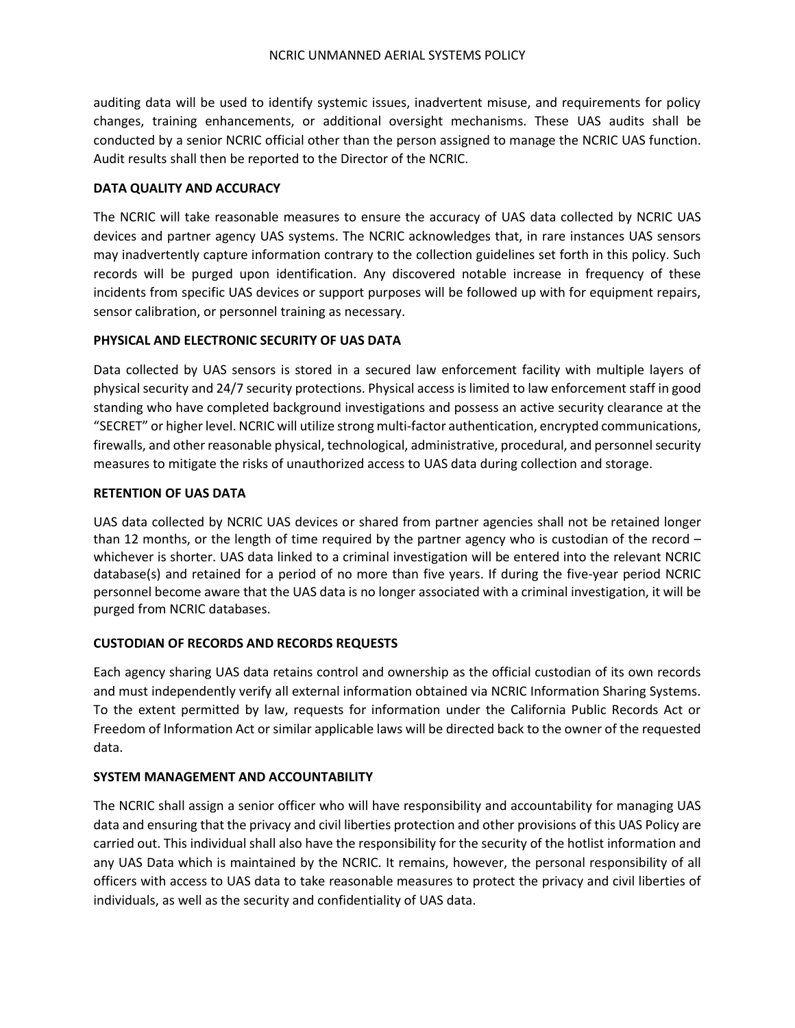auditing data will be used to identify systemic issues, inadvertent misuse, and requirements for policy changes, training enhancements, or additional oversight mechanisms. These UAS audits shall be conducted by a senior NCRIC official other than the person assigned to manage the NCRIC UAS function. Audit results shall then be reported to the Director of the NCRIC.

**DATA QUALITY AND ACCURACY**

The NCRIC will take reasonable measures to ensure the accuracy of UAS data collected by NCRIC UAS devices and partner agency UAS systems. The NCRIC acknowledges that, in rare instances UAS sensors may inadvertently capture information contrary to the collection guidelines set forth in this policy. Such records will be purged upon identification. Any discovered notable increase in frequency of these incidents from specific UAS devices or support purposes will be followed up with for equipment repairs, sensor calibration, or personnel training as necessary.

**PHYSICAL AND ELECTRONIC SECURITY OF UAS DATA**

Data collected by UAS sensors is stored in a secured law enforcement facility with multiple layers of physical security and 24/7 security protections. Physical access is limited to law enforcement staff in good standing who have completed background investigations and possess an active security clearance at the "SECRET" or higher level. NCRIC will utilize strong multi-factor authentication, encrypted communications, firewalls, and other reasonable physical, technological, administrative, procedural, and personnel security measures to mitigate the risks of unauthorized access to UAS data during collection and storage.

**RETENTION OF UAS DATA**

UAS data collected by NCRIC UAS devices or shared from partner agencies shall not be retained longer than 12 months, or the length of time required by the partner agency who is custodian of the record – whichever is shorter. UAS data linked to a criminal investigation will be entered into the relevant NCRIC database(s) and retained for a period of no more than five years. If during the five-year period NCRIC personnel become aware that the UAS data is no longer associated with a criminal investigation, it will be purged from NCRIC databases.

**CUSTODIAN OF RECORDS AND RECORDS REQUESTS**

Each agency sharing UAS data retains control and ownership as the official custodian of its own records and must independently verify all external information obtained via NCRIC Information Sharing Systems. To the extent permitted by law, requests for information under the California Public Records Act or Freedom of Information Act or similar applicable laws will be directed back to the owner of the requested data.

**SYSTEM MANAGEMENT AND ACCOUNTABILITY**

The NCRIC shall assign a senior officer who will have responsibility and accountability for managing UAS data and ensuring that the privacy and civil liberties protection and other provisions of this UAS Policy are carried out. This individual shall also have the responsibility for the security of the hotlist information and any UAS Data which is maintained by the NCRIC. It remains, however, the personal responsibility of all officers with access to UAS data to take reasonable measures to protect the privacy and civil liberties of individuals, as well as the security and confidentiality of UAS data.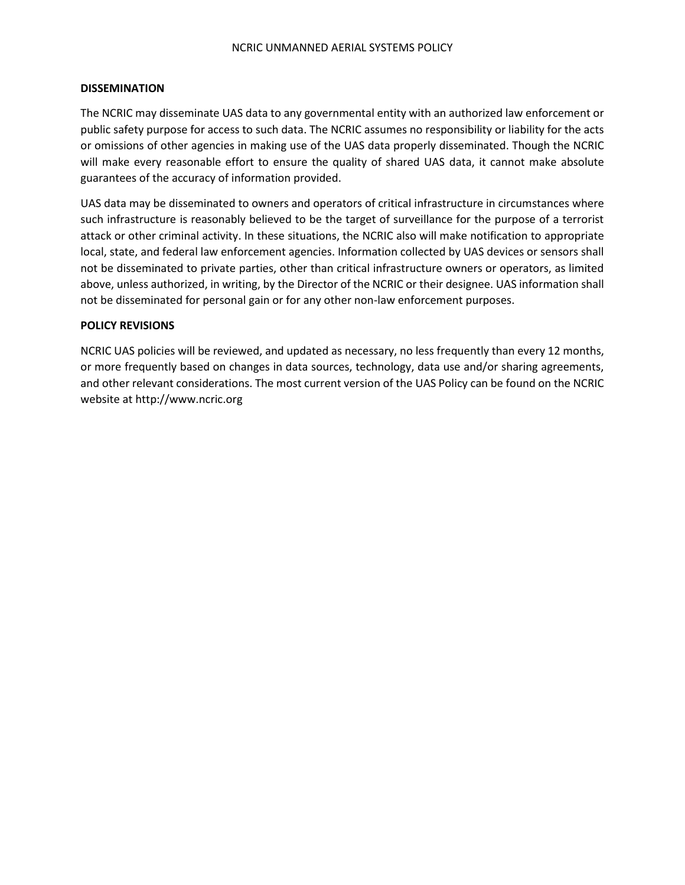## DISSEMINATION

The NCRIC may disseminate UAS data to any governmental entity with an authorized law enforcement or public safety purpose for access to such data. The NCRIC assumes no responsibility or liability for the acts or omissions of other agencies in making use of the UAS data properly disseminated. Though the NCRIC will make every reasonable effort to ensure the quality of shared UAS data, it cannot make absolute guarantees of the accuracy of information provided.

UAS data may be disseminated to owners and operators of critical infrastructure in circumstances where such infrastructure is reasonably believed to be the target of surveillance for the purpose of a terrorist attack or other criminal activity. In these situations, the NCRIC also will make notification to appropriate local, state, and federal law enforcement agencies. Information collected by UAS devices or sensors shall not be disseminated to private parties, other than critical infrastructure owners or operators, as limited above, unless authorized, in writing, by the Director of the NCRIC or their designee. UAS information shall not be disseminated for personal gain or for any other non-law enforcement purposes.

## POLICY REVISIONS

NCRIC UAS policies will be reviewed, and updated as necessary, no less frequently than every 12 months, or more frequently based on changes in data sources, technology, data use and/or sharing agreements, and other relevant considerations. The most current version of the UAS Policy can be found on the NCRIC website at http://www.ncric.org